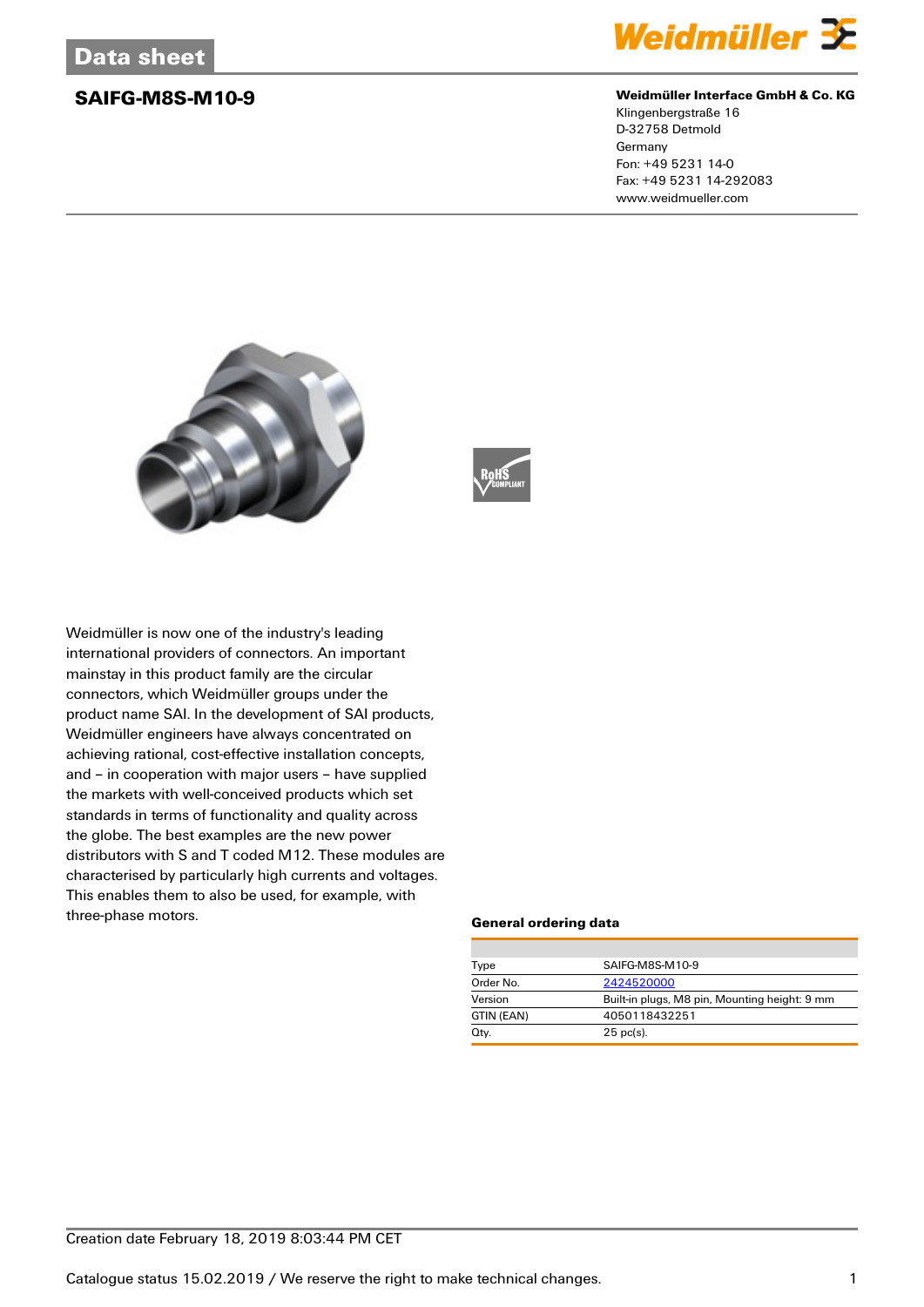Data sheet

# SAIFG-M8S-M10-9

**Weidmüller Interface GmbH & Co. KG**
Klingenbergstraße 16
D-32758 Detmold
Germany
Fon: +49 5231 14-0
Fax: +49 5231 14-292083
www.weidmueller.com

Weidmüller is now one of the industry's leading international providers of connectors. An important mainstay in this product family are the circular connectors, which Weidmüller groups under the product name SAI. In the development of SAI products, Weidmüller engineers have always concentrated on achieving rational, cost-effective installation concepts, and – in cooperation with major users – have supplied the markets with well-conceived products which set standards in terms of functionality and quality across the globe. The best examples are the new power distributors with S and T coded M12. These modules are characterised by particularly high currents and voltages. This enables them to also be used, for example, with three-phase motors.

### General ordering data

| | |
|---|---|
| Type | SAIFG-M8S-M10-9 |
| Order No. | 2424520000 |
| Version | Built-in plugs, M8 pin, Mounting height: 9 mm |
| GTIN (EAN) | 4050118432251 |
| Qty. | 25 pc(s). |

Creation date February 18, 2019 8:03:44 PM CET

Catalogue status 15.02.2019 / We reserve the right to make technical changes.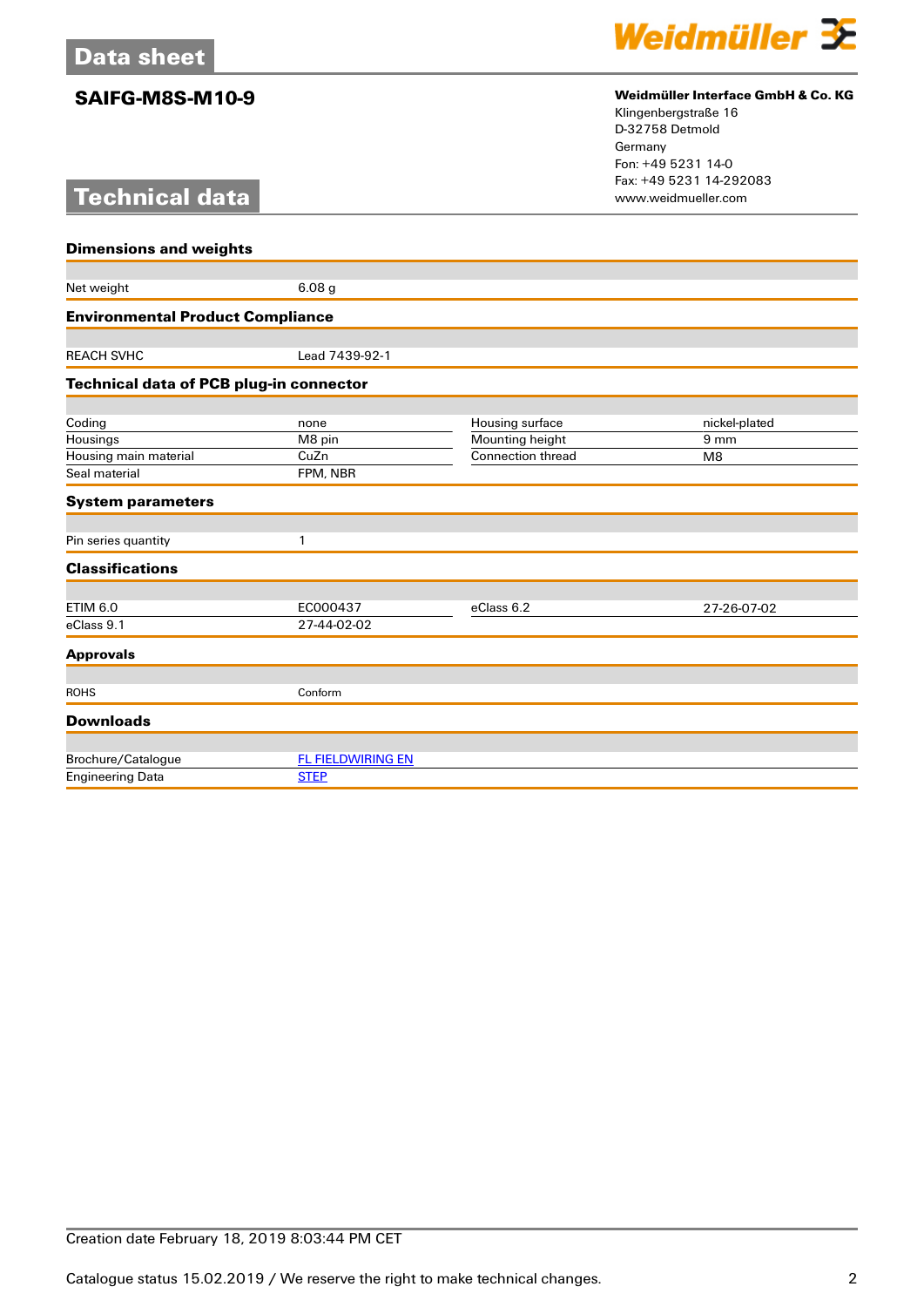# Data sheet

## SAIFG-M8S-M10-9

**Weidmüller Interface GmbH & Co. KG**
Klingenbergstraße 16
D-32758 Detmold
Germany
Fon: +49 5231 14-0
Fax: +49 5231 14-292083
www.weidmueller.com

# Technical data

### Dimensions and weights

| | |
|---|---|
| Net weight | 6.08 g |

### Environmental Product Compliance

| | |
|---|---|
| REACH SVHC | Lead 7439-92-1 |

### Technical data of PCB plug-in connector

| | | | |
|---|---|---|---|
| Coding | none | Housing surface | nickel-plated |
| Housings | M8 pin | Mounting height | 9 mm |
| Housing main material | CuZn | Connection thread | M8 |
| Seal material | FPM, NBR | | |

### System parameters

| | |
|---|---|
| Pin series quantity | 1 |

### Classifications

| | | | |
|---|---|---|---|
| ETIM 6.0 | EC000437 | eClass 6.2 | 27-26-07-02 |
| eClass 9.1 | 27-44-02-02 | | |

### Approvals

| | |
|---|---|
| ROHS | Conform |

### Downloads

| | |
|---|---|
| Brochure/Catalogue | FL FIELDWIRING EN |
| Engineering Data | STEP |

Creation date February 18, 2019 8:03:44 PM CET

Catalogue status 15.02.2019 / We reserve the right to make technical changes.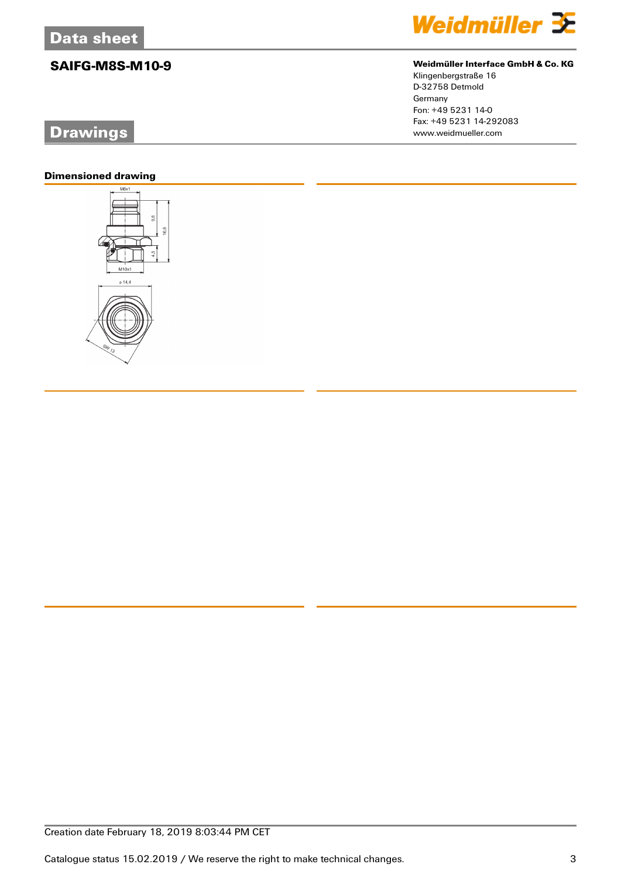# Data sheet

## SAIFG-M8S-M10-9

**Weidmüller Interface GmbH & Co. KG**
Klingenbergstraße 16
D-32758 Detmold
Germany
Fon: +49 5231 14-0
Fax: +49 5231 14-292083
www.weidmueller.com

# Drawings

### Dimensioned drawing

M8x1
9,8
16,8
4,5
M10x1
ø 14,4
SW 13

Creation date February 18, 2019 8:03:44 PM CET

Catalogue status 15.02.2019 / We reserve the right to make technical changes.